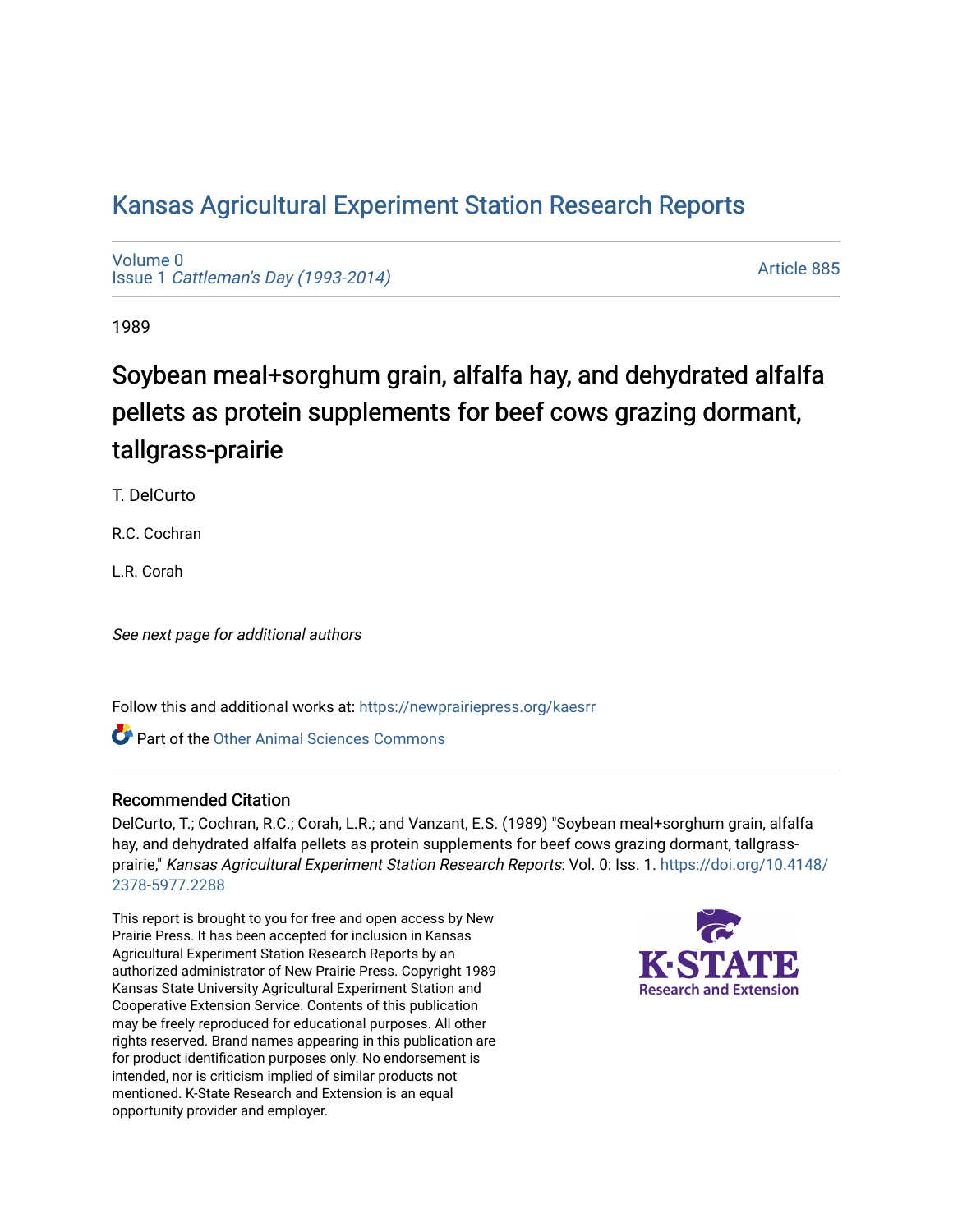# Kansas Agricultural Experiment Station Research Reports

Volume 0
Issue 1 *Cattleman's Day (1993-2014)*

Article 885

1989

## Soybean meal+sorghum grain, alfalfa hay, and dehydrated alfalfa pellets as protein supplements for beef cows grazing dormant, tallgrass-prairie

T. DelCurto

R.C. Cochran

L.R. Corah

*See next page for additional authors*

Follow this and additional works at: https://newprairiepress.org/kaesrr

Part of the Other Animal Sciences Commons

### Recommended Citation

DelCurto, T.; Cochran, R.C.; Corah, L.R.; and Vanzant, E.S. (1989) "Soybean meal+sorghum grain, alfalfa hay, and dehydrated alfalfa pellets as protein supplements for beef cows grazing dormant, tallgrass-prairie," *Kansas Agricultural Experiment Station Research Reports*: Vol. 0: Iss. 1. https://doi.org/10.4148/2378-5977.2288

This report is brought to you for free and open access by New Prairie Press. It has been accepted for inclusion in Kansas Agricultural Experiment Station Research Reports by an authorized administrator of New Prairie Press. Copyright 1989 Kansas State University Agricultural Experiment Station and Cooperative Extension Service. Contents of this publication may be freely reproduced for educational purposes. All other rights reserved. Brand names appearing in this publication are for product identification purposes only. No endorsement is intended, nor is criticism implied of similar products not mentioned. K-State Research and Extension is an equal opportunity provider and employer.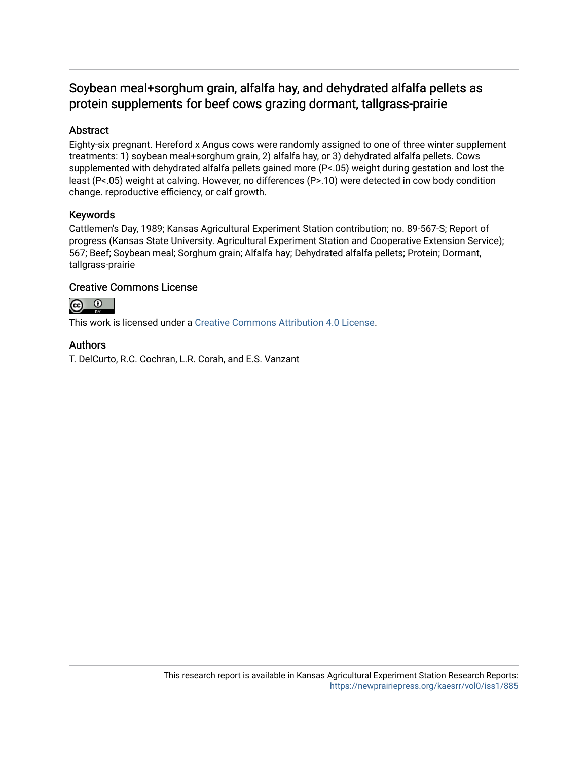# Soybean meal+sorghum grain, alfalfa hay, and dehydrated alfalfa pellets as protein supplements for beef cows grazing dormant, tallgrass-prairie

## Abstract

Eighty-six pregnant. Hereford x Angus cows were randomly assigned to one of three winter supplement treatments: 1) soybean meal+sorghum grain, 2) alfalfa hay, or 3) dehydrated alfalfa pellets. Cows supplemented with dehydrated alfalfa pellets gained more (P<.05) weight during gestation and lost the least (P<.05) weight at calving. However, no differences (P>.10) were detected in cow body condition change. reproductive efficiency, or calf growth.

## Keywords

Cattlemen's Day, 1989; Kansas Agricultural Experiment Station contribution; no. 89-567-S; Report of progress (Kansas State University. Agricultural Experiment Station and Cooperative Extension Service); 567; Beef; Soybean meal; Sorghum grain; Alfalfa hay; Dehydrated alfalfa pellets; Protein; Dormant, tallgrass-prairie

## Creative Commons License

This work is licensed under a Creative Commons Attribution 4.0 License.

## Authors

T. DelCurto, R.C. Cochran, L.R. Corah, and E.S. Vanzant

This research report is available in Kansas Agricultural Experiment Station Research Reports: https://newprairiepress.org/kaesrr/vol0/iss1/885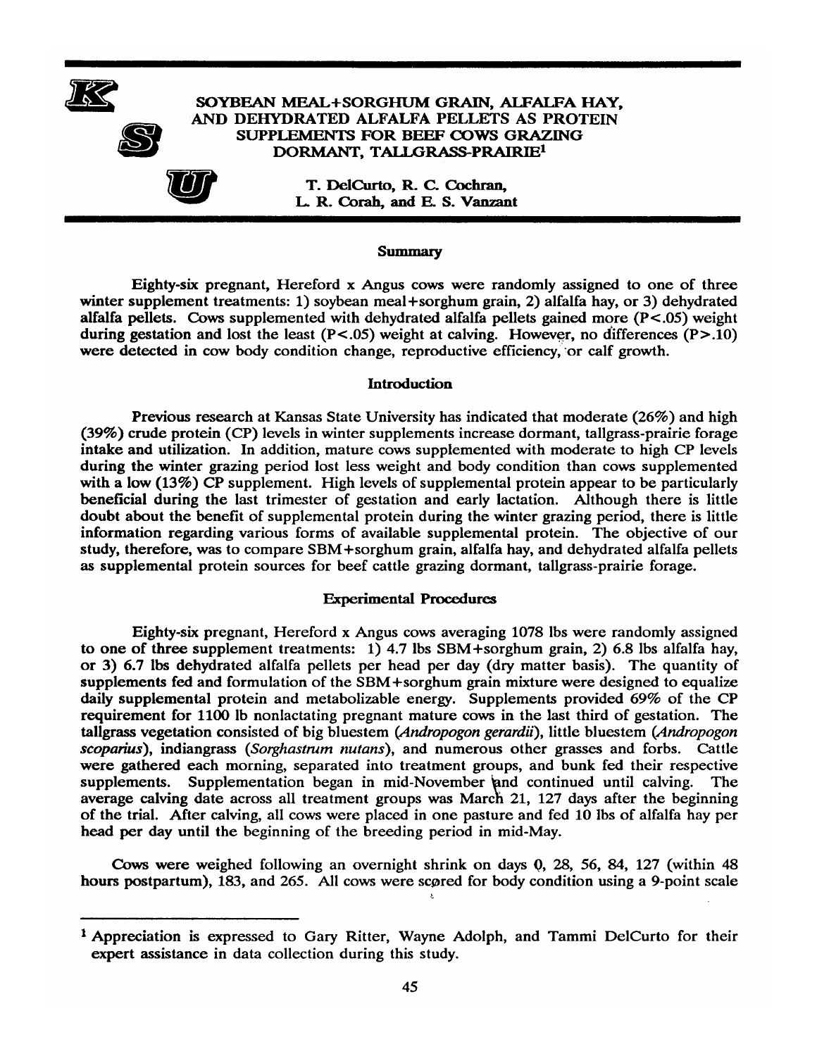# SOYBEAN MEAL+SORGHUM GRAIN, ALFALFA HAY, AND DEHYDRATED ALFALFA PELLETS AS PROTEIN SUPPLEMENTS FOR BEEF COWS GRAZING DORMANT, TALLGRASS-PRAIRIE[1]

T. DelCurto, R. C. Cochran, L. R. Corah, and E. S. Vanzant

## Summary

Eighty-six pregnant, Hereford x Angus cows were randomly assigned to one of three winter supplement treatments: 1) soybean meal+sorghum grain, 2) alfalfa hay, or 3) dehydrated alfalfa pellets. Cows supplemented with dehydrated alfalfa pellets gained more ($P<.05$) weight during gestation and lost the least ($P<.05$) weight at calving. However, no differences ($P>.10$) were detected in cow body condition change, reproductive efficiency, or calf growth.

## Introduction

Previous research at Kansas State University has indicated that moderate (26%) and high (39%) crude protein (CP) levels in winter supplements increase dormant, tallgrass-prairie forage intake and utilization. In addition, mature cows supplemented with moderate to high CP levels during the winter grazing period lost less weight and body condition than cows supplemented with a low (13%) CP supplement. High levels of supplemental protein appear to be particularly beneficial during the last trimester of gestation and early lactation. Although there is little doubt about the benefit of supplemental protein during the winter grazing period, there is little information regarding various forms of available supplemental protein. The objective of our study, therefore, was to compare SBM+sorghum grain, alfalfa hay, and dehydrated alfalfa pellets as supplemental protein sources for beef cattle grazing dormant, tallgrass-prairie forage.

## Experimental Procedures

Eighty-six pregnant, Hereford x Angus cows averaging 1078 lbs were randomly assigned to one of three supplement treatments: 1) 4.7 lbs SBM+sorghum grain, 2) 6.8 lbs alfalfa hay, or 3) 6.7 lbs dehydrated alfalfa pellets per head per day (dry matter basis). The quantity of supplements fed and formulation of the SBM+sorghum grain mixture were designed to equalize daily supplemental protein and metabolizable energy. Supplements provided 69% of the CP requirement for 1100 lb nonlactating pregnant mature cows in the last third of gestation. The tallgrass vegetation consisted of big bluestem (*Andropogon gerardii*), little bluestem (*Andropogon scoparius*), indiangrass (*Sorghastrum nutans*), and numerous other grasses and forbs. Cattle were gathered each morning, separated into treatment groups, and bunk fed their respective supplements. Supplementation began in mid-November and continued until calving. The average calving date across all treatment groups was March 21, 127 days after the beginning of the trial. After calving, all cows were placed in one pasture and fed 10 lbs of alfalfa hay per head per day until the beginning of the breeding period in mid-May.

Cows were weighed following an overnight shrink on days 0, 28, 56, 84, 127 (within 48 hours postpartum), 183, and 265. All cows were scored for body condition using a 9-point scale

[1] Appreciation is expressed to Gary Ritter, Wayne Adolph, and Tammi DelCurto for their expert assistance in data collection during this study.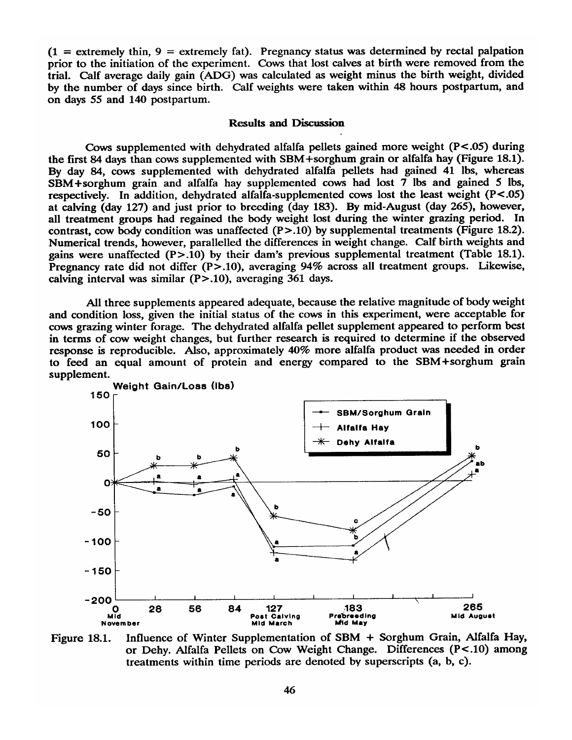(1 = extremely thin, 9 = extremely fat). Pregnancy status was determined by rectal palpation prior to the initiation of the experiment. Cows that lost calves at birth were removed from the trial. Calf average daily gain (ADG) was calculated as weight minus the birth weight, divided by the number of days since birth. Calf weights were taken within 48 hours postpartum, and on days 55 and 140 postpartum.

## Results and Discussion

Cows supplemented with dehydrated alfalfa pellets gained more weight ($P<.05$) during the first 84 days than cows supplemented with SBM+sorghum grain or alfalfa hay (Figure 18.1). By day 84, cows supplemented with dehydrated alfalfa pellets had gained 41 lbs, whereas SBM+sorghum grain and alfalfa hay supplemented cows had lost 7 lbs and gained 5 lbs, respectively. In addition, dehydrated alfalfa-supplemented cows lost the least weight ($P<.05$) at calving (day 127) and just prior to breeding (day 183). By mid-August (day 265), however, all treatment groups had regained the body weight lost during the winter grazing period. In contrast, cow body condition was unaffected ($P>.10$) by supplemental treatments (Figure 18.2). Numerical trends, however, parallelled the differences in weight change. Calf birth weights and gains were unaffected ($P>.10$) by their dam's previous supplemental treatment (Table 18.1). Pregnancy rate did not differ ($P>.10$), averaging 94% across all treatment groups. Likewise, calving interval was similar ($P>.10$), averaging 361 days.

All three supplements appeared adequate, because the relative magnitude of body weight and condition loss, given the initial status of the cows in this experiment, were acceptable for cows grazing winter forage. The dehydrated alfalfa pellet supplement appeared to perform best in terms of cow weight changes, but further research is required to determine if the observed response is reproducible. Also, approximately 40% more alfalfa product was needed in order to feed an equal amount of protein and energy compared to the SBM+sorghum grain supplement.

Figure 18.1. Influence of Winter Supplementation of SBM + Sorghum Grain, Alfalfa Hay, or Dehy. Alfalfa Pellets on Cow Weight Change. Differences ($P<.10$) among treatments within time periods are denoted by superscripts (a, b, c).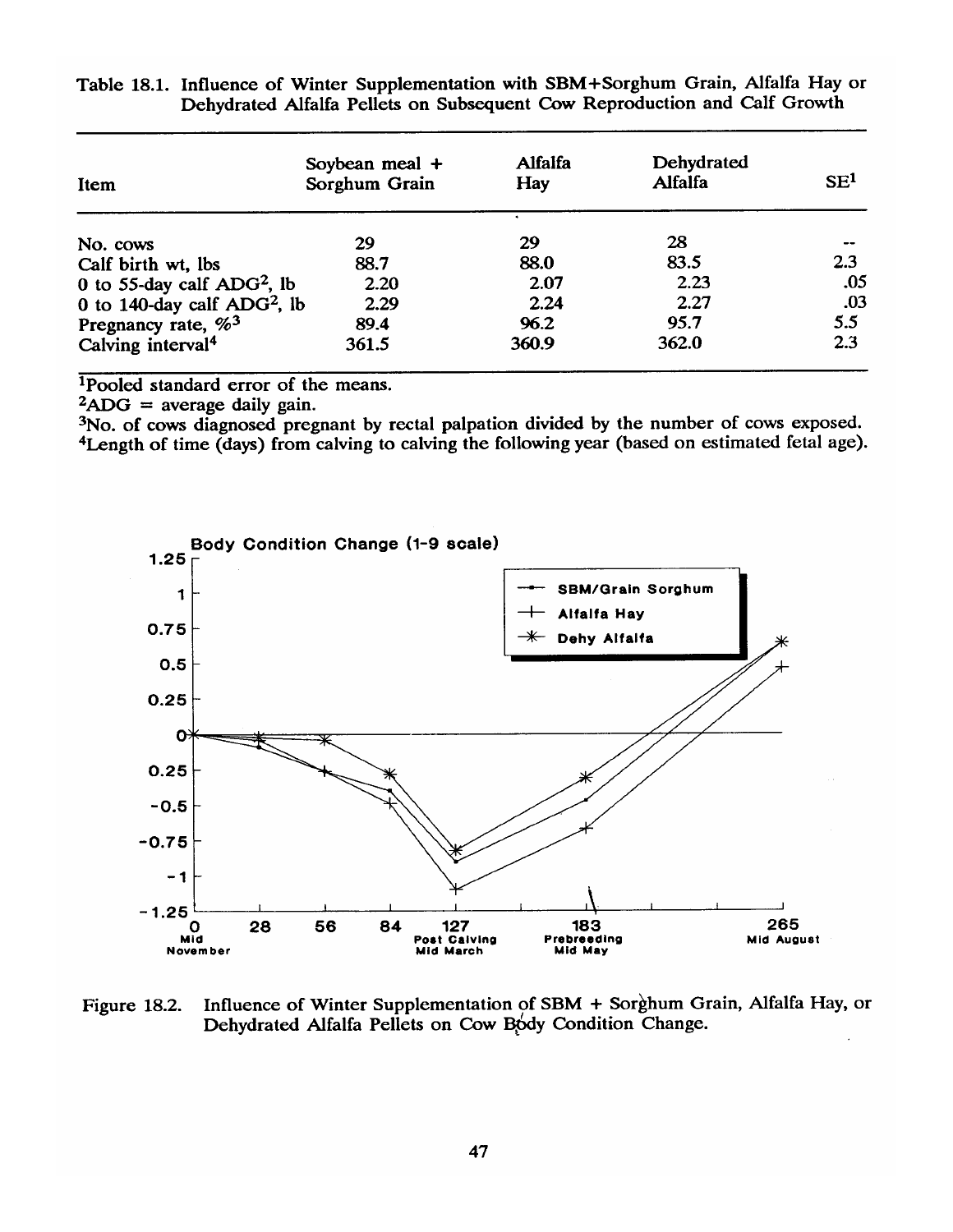Table 18.1. Influence of Winter Supplementation with SBM+Sorghum Grain, Alfalfa Hay or Dehydrated Alfalfa Pellets on Subsequent Cow Reproduction and Calf Growth

| Item | Soybean meal + Sorghum Grain | Alfalfa Hay | Dehydrated Alfalfa | SE[1] |
|---|---|---|---|---|
| No. cows | 29 | 29 | 28 | -- |
| Calf birth wt, lbs | 88.7 | 88.0 | 83.5 | 2.3 |
| 0 to 55-day calf ADG[2], lb | 2.20 | 2.07 | 2.23 | .05 |
| 0 to 140-day calf ADG[2], lb | 2.29 | 2.24 | 2.27 | .03 |
| Pregnancy rate, %[3] | 89.4 | 96.2 | 95.7 | 5.5 |
| Calving interval[4] | 361.5 | 360.9 | 362.0 | 2.3 |

[1]Pooled standard error of the means.
[2]ADG = average daily gain.
[3]No. of cows diagnosed pregnant by rectal palpation divided by the number of cows exposed.
[4]Length of time (days) from calving to calving the following year (based on estimated fetal age).

Body Condition Change (1-9 scale)

1.25, 1, 0.75, 0.5, 0.25, 0, 0.25, -0.5, -0.75, -1, -1.25

SBM/Grain Sorghum

Alfalfa Hay

Dehy Alfalfa

0 Mid November, 28, 56, 84, 127 Post Calving Mid March, 183 Prebreeding Mid May, 265 Mid August

Figure 18.2. Influence of Winter Supplementation of SBM + Sorghum Grain, Alfalfa Hay, or Dehydrated Alfalfa Pellets on Cow Body Condition Change.